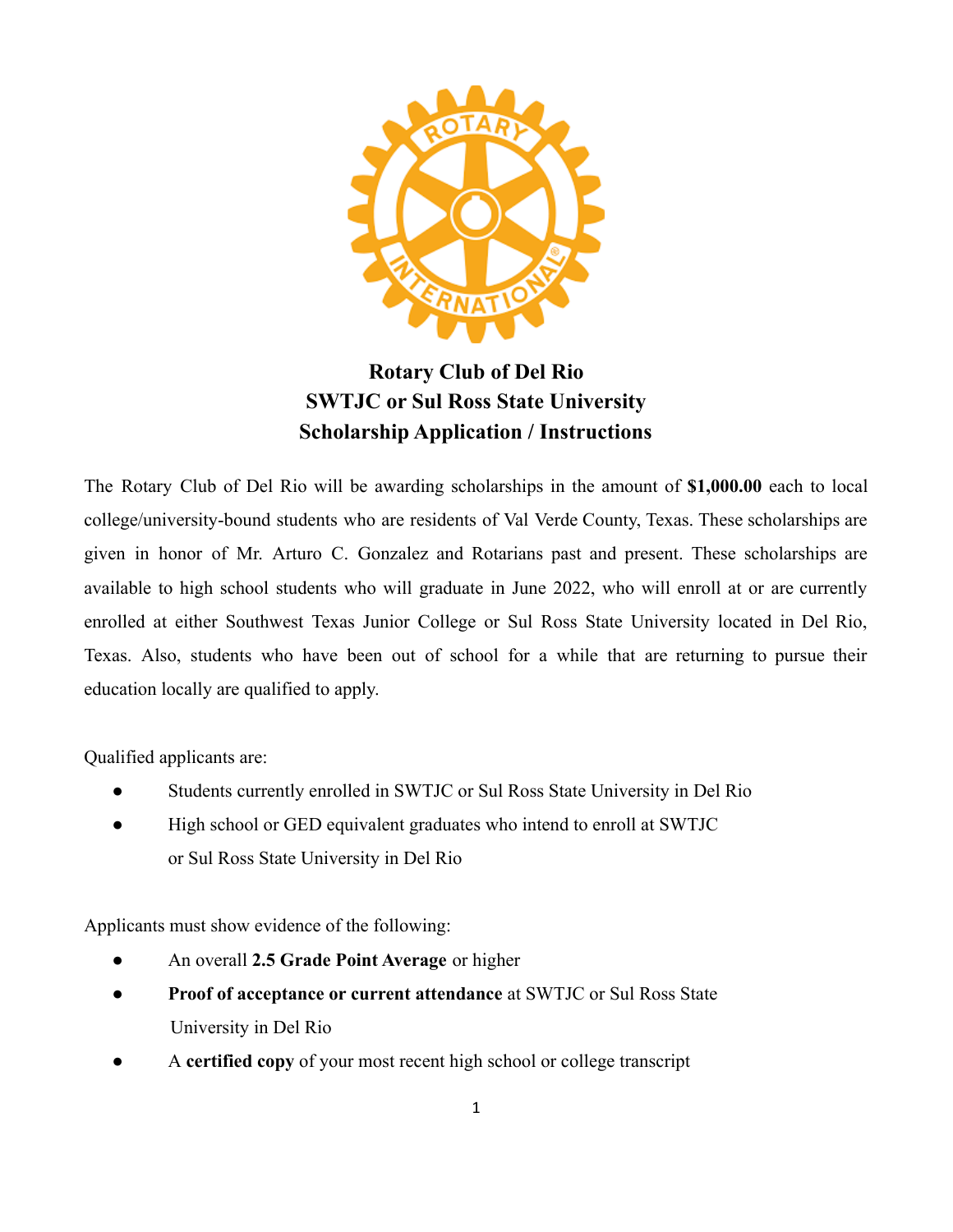# Rotary Club of Del Rio
# SWTJC or Sul Ross State University
# Scholarship Application / Instructions

The Rotary Club of Del Rio will be awarding scholarships in the amount of **$1,000.00** each to local college/university-bound students who are residents of Val Verde County, Texas. These scholarships are given in honor of Mr. Arturo C. Gonzalez and Rotarians past and present. These scholarships are available to high school students who will graduate in June 2022, who will enroll at or are currently enrolled at either Southwest Texas Junior College or Sul Ross State University located in Del Rio, Texas. Also, students who have been out of school for a while that are returning to pursue their education locally are qualified to apply.

Qualified applicants are:

- Students currently enrolled in SWTJC or Sul Ross State University in Del Rio
- High school or GED equivalent graduates who intend to enroll at SWTJC or Sul Ross State University in Del Rio

Applicants must show evidence of the following:

- An overall **2.5 Grade Point Average** or higher
- **Proof of acceptance or current attendance** at SWTJC or Sul Ross State University in Del Rio
- A **certified copy** of your most recent high school or college transcript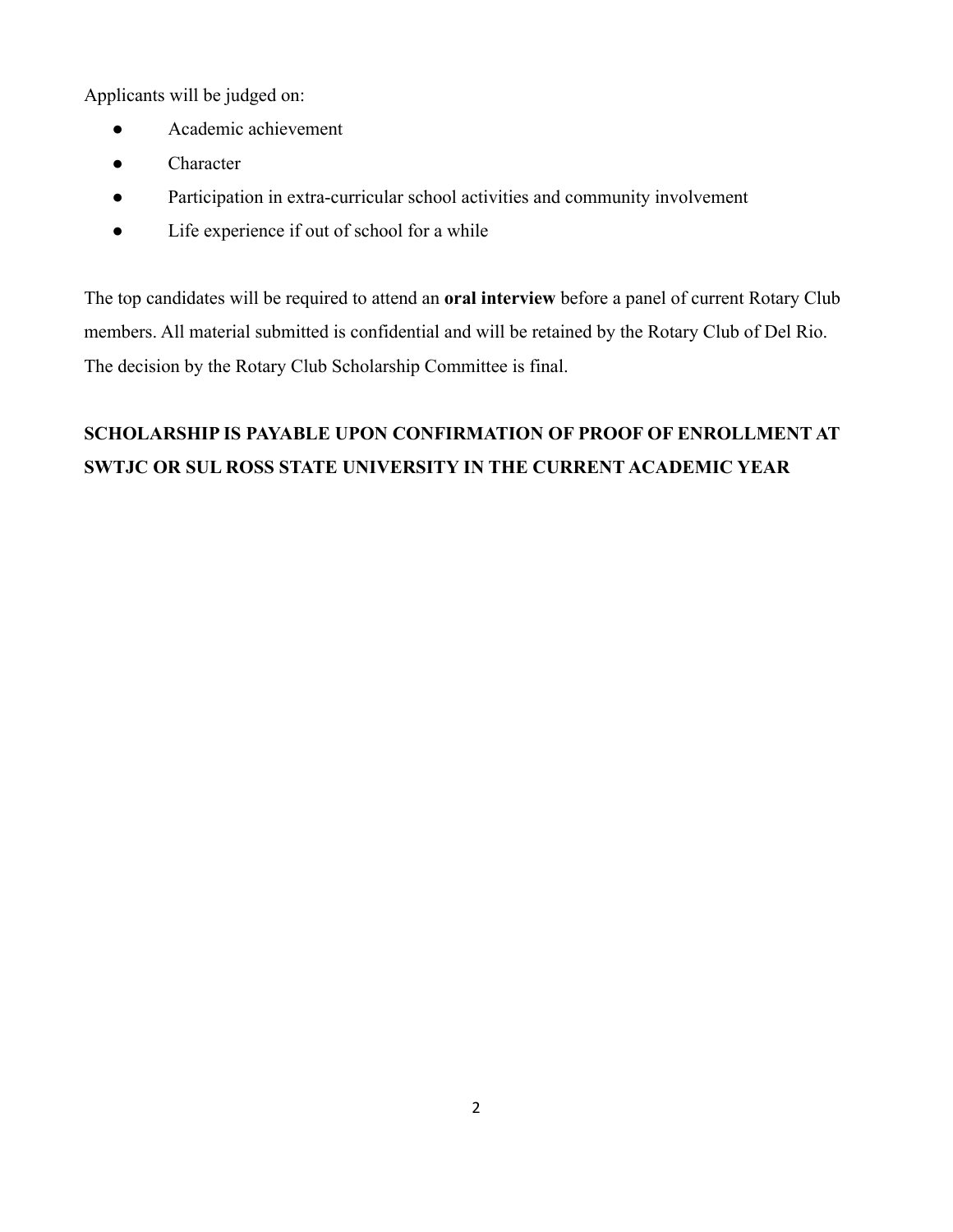Applicants will be judged on:

- Academic achievement
- Character
- Participation in extra-curricular school activities and community involvement
- Life experience if out of school for a while

The top candidates will be required to attend an **oral interview** before a panel of current Rotary Club members. All material submitted is confidential and will be retained by the Rotary Club of Del Rio. The decision by the Rotary Club Scholarship Committee is final.

**SCHOLARSHIP IS PAYABLE UPON CONFIRMATION OF PROOF OF ENROLLMENT AT SWTJC OR SUL ROSS STATE UNIVERSITY IN THE CURRENT ACADEMIC YEAR**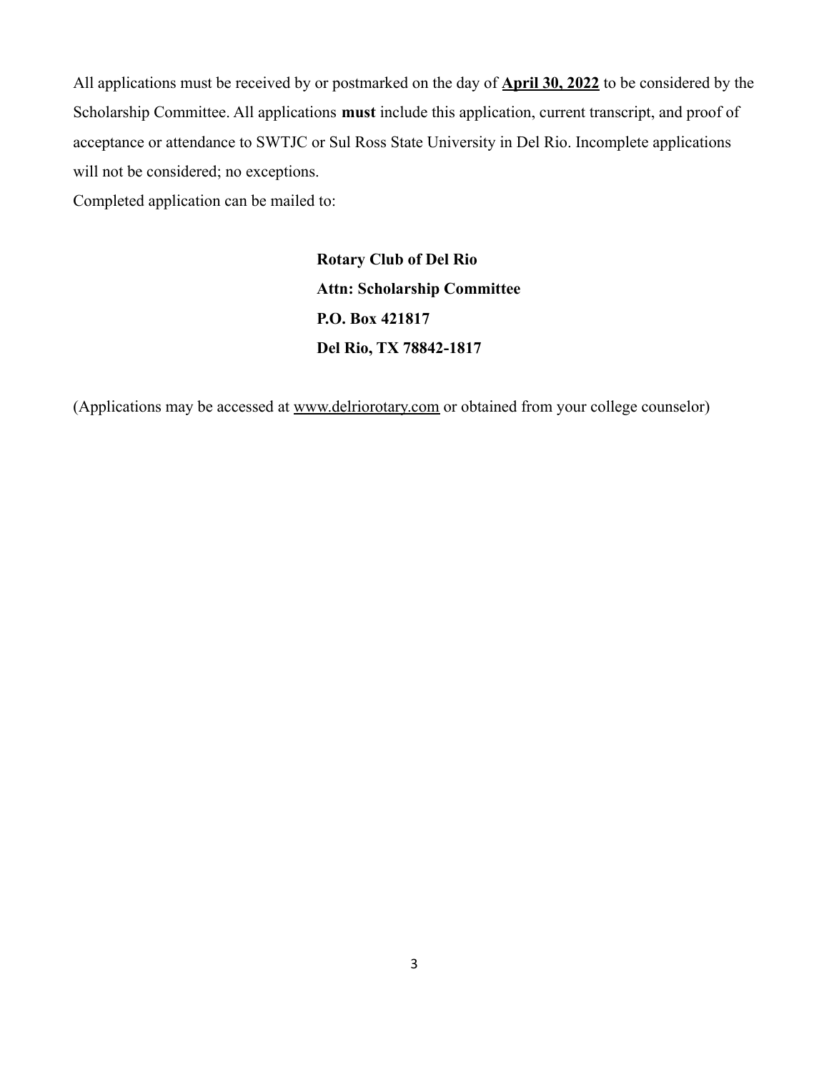All applications must be received by or postmarked on the day of **April 30, 2022** to be considered by the Scholarship Committee. All applications **must** include this application, current transcript, and proof of acceptance or attendance to SWTJC or Sul Ross State University in Del Rio. Incomplete applications will not be considered; no exceptions.

Completed application can be mailed to:

**Rotary Club of Del Rio**
**Attn: Scholarship Committee**
**P.O. Box 421817**
**Del Rio, TX 78842-1817**

(Applications may be accessed at www.delriorotary.com or obtained from your college counselor)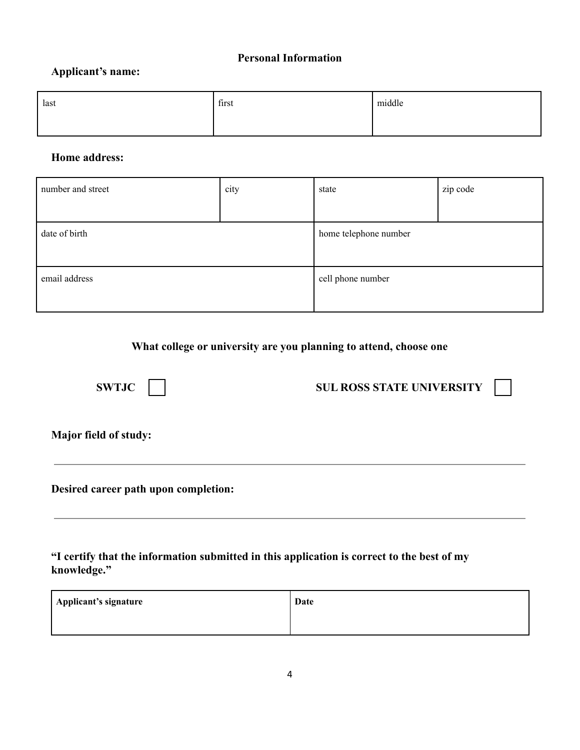## Personal Information

**Applicant's name:**

| last | first | middle |
| --- | --- | --- |
| | | |

**Home address:**

| number and street | city | state | zip code |
| --- | --- | --- | --- |
| | | | |
| date of birth | | home telephone number | |
| email address | | cell phone number | |

**What college or university are you planning to attend, choose one**

**SWTJC** ☐　　　　**SUL ROSS STATE UNIVERSITY** ☐

**Major field of study:**

\_\_\_\_\_\_\_\_\_\_\_\_\_\_\_\_\_\_\_\_\_\_\_\_\_\_\_\_\_\_\_\_\_\_\_\_\_\_\_\_\_\_\_\_\_\_\_\_\_\_\_\_\_\_\_\_

**Desired career path upon completion:**

\_\_\_\_\_\_\_\_\_\_\_\_\_\_\_\_\_\_\_\_\_\_\_\_\_\_\_\_\_\_\_\_\_\_\_\_\_\_\_\_\_\_\_\_\_\_\_\_\_\_\_\_\_\_\_\_

**"I certify that the information submitted in this application is correct to the best of my knowledge."**

| **Applicant's signature** | **Date** |
| --- | --- |
| | |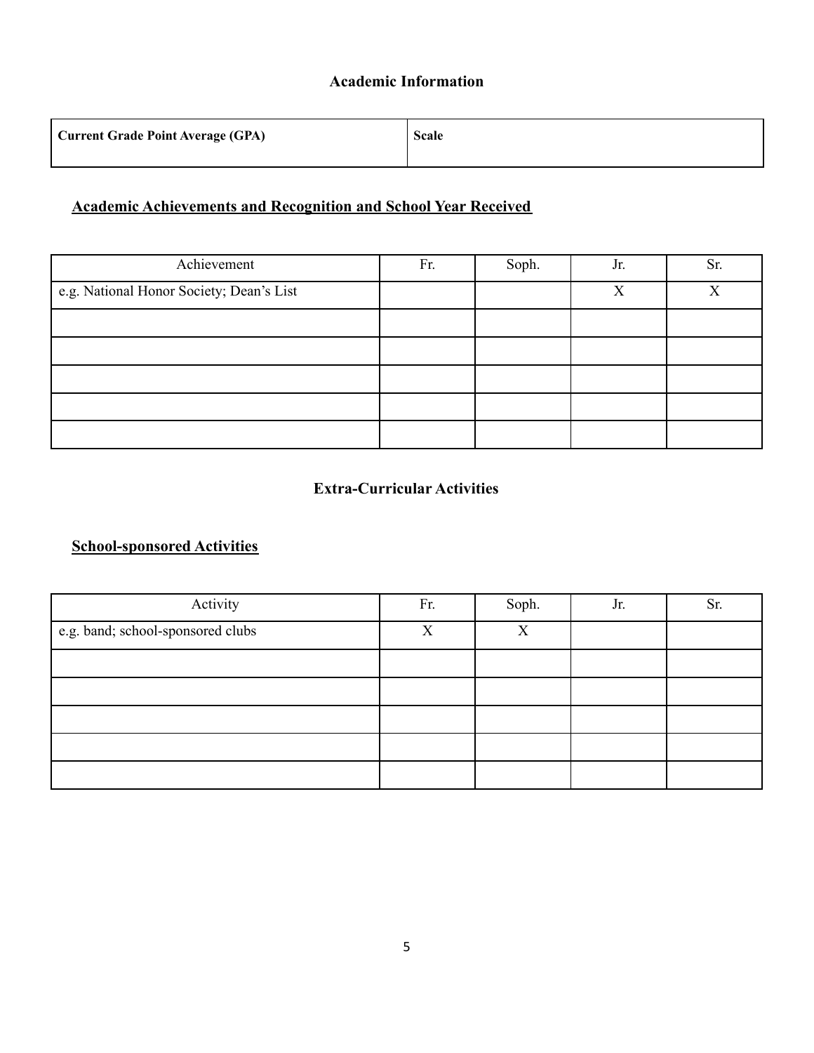## Academic Information

| **Current Grade Point Average (GPA)** | **Scale** |
|---|---|
| | |

### Academic Achievements and Recognition and School Year Received

| Achievement | Fr. | Soph. | Jr. | Sr. |
|---|---|---|---|---|
| e.g. National Honor Society; Dean's List | | | X | X |
| | | | | |
| | | | | |
| | | | | |
| | | | | |
| | | | | |

## Extra-Curricular Activities

### School-sponsored Activities

| Activity | Fr. | Soph. | Jr. | Sr. |
|---|---|---|---|---|
| e.g. band; school-sponsored clubs | X | X | | |
| | | | | |
| | | | | |
| | | | | |
| | | | | |
| | | | | |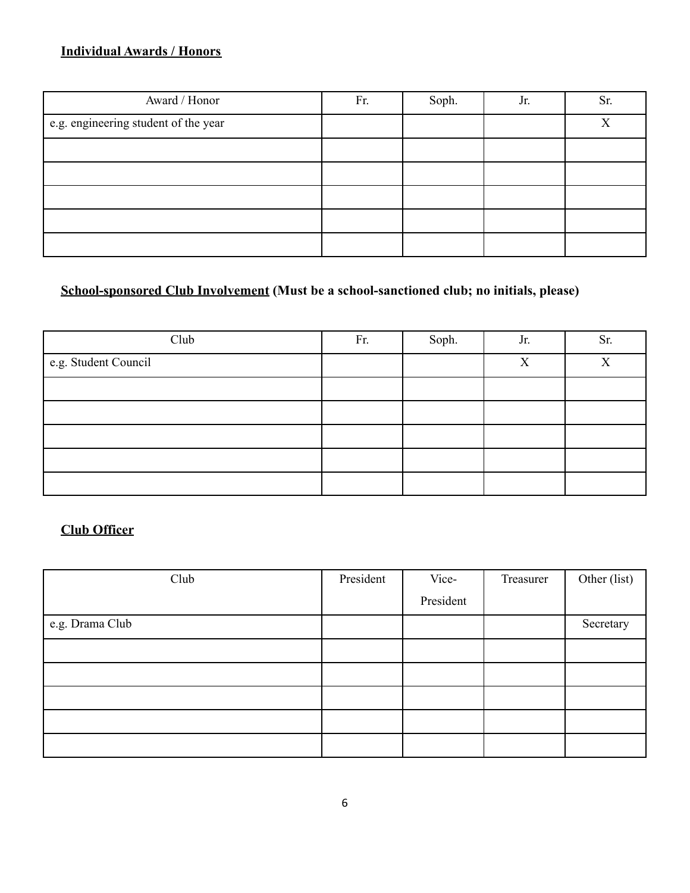**Individual Awards / Honors**

| Award / Honor | Fr. | Soph. | Jr. | Sr. |
|---|---|---|---|---|
| e.g. engineering student of the year | | | | X |
| | | | | |
| | | | | |
| | | | | |
| | | | | |
| | | | | |

**School-sponsored Club Involvement (Must be a school-sanctioned club; no initials, please)**

| Club | Fr. | Soph. | Jr. | Sr. |
|---|---|---|---|---|
| e.g. Student Council | | | X | X |
| | | | | |
| | | | | |
| | | | | |
| | | | | |
| | | | | |

**Club Officer**

| Club | President | Vice-President | Treasurer | Other (list) |
|---|---|---|---|---|
| e.g. Drama Club | | | | Secretary |
| | | | | |
| | | | | |
| | | | | |
| | | | | |
| | | | | |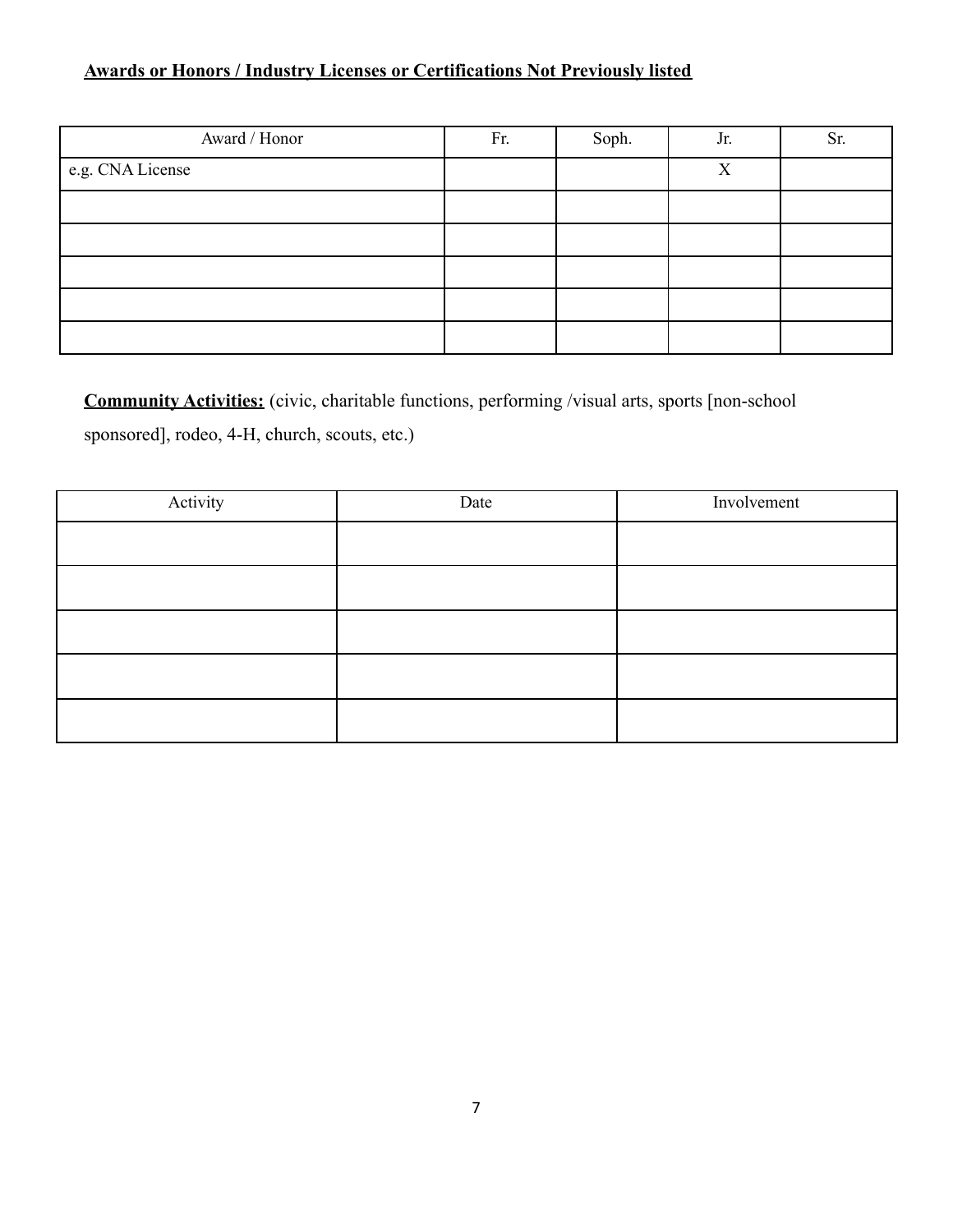**Awards or Honors / Industry Licenses or Certifications Not Previously listed**

| Award / Honor | Fr. | Soph. | Jr. | Sr. |
|---|---|---|---|---|
| e.g. CNA License | | | X | |
| | | | | |
| | | | | |
| | | | | |
| | | | | |
| | | | | |

**Community Activities:** (civic, charitable functions, performing /visual arts, sports [non-school sponsored], rodeo, 4-H, church, scouts, etc.)

| Activity | Date | Involvement |
|---|---|---|
| | | |
| | | |
| | | |
| | | |
| | | |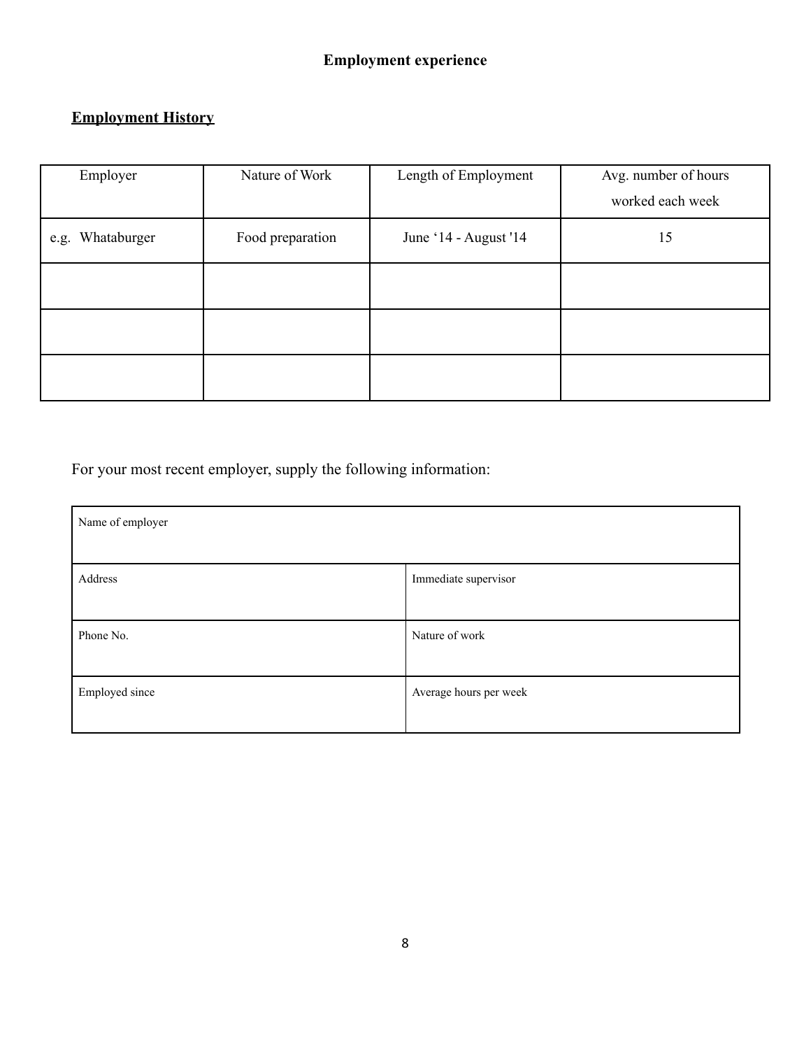**Employment experience**

**Employment History**

| Employer | Nature of Work | Length of Employment | Avg. number of hours worked each week |
|---|---|---|---|
| e.g. Whataburger | Food preparation | June '14 - August '14 | 15 |
| | | | |
| | | | |
| | | | |

For your most recent employer, supply the following information:

| Name of employer | |
|---|---|
| Address | Immediate supervisor |
| Phone No. | Nature of work |
| Employed since | Average hours per week |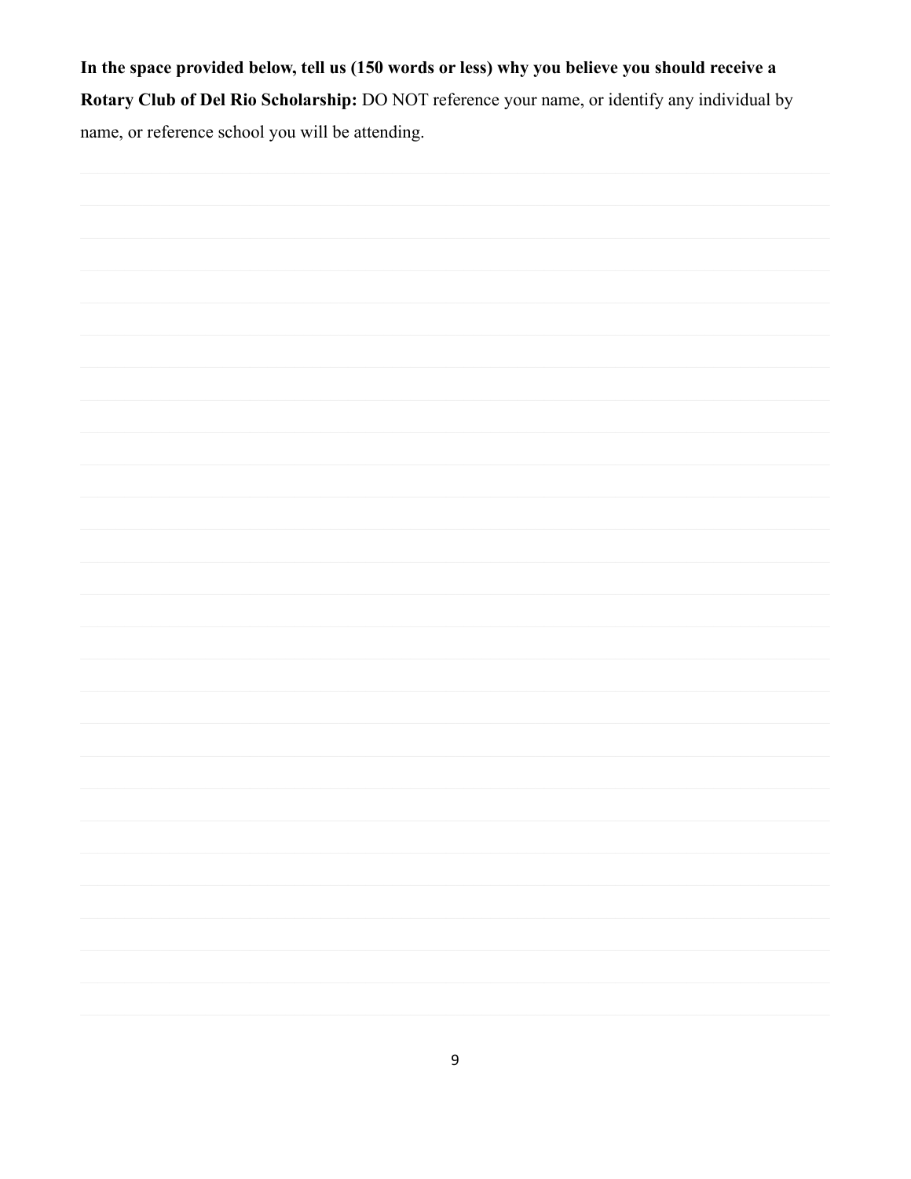**In the space provided below, tell us (150 words or less) why you believe you should receive a Rotary Club of Del Rio Scholarship:** DO NOT reference your name, or identify any individual by name, or reference school you will be attending.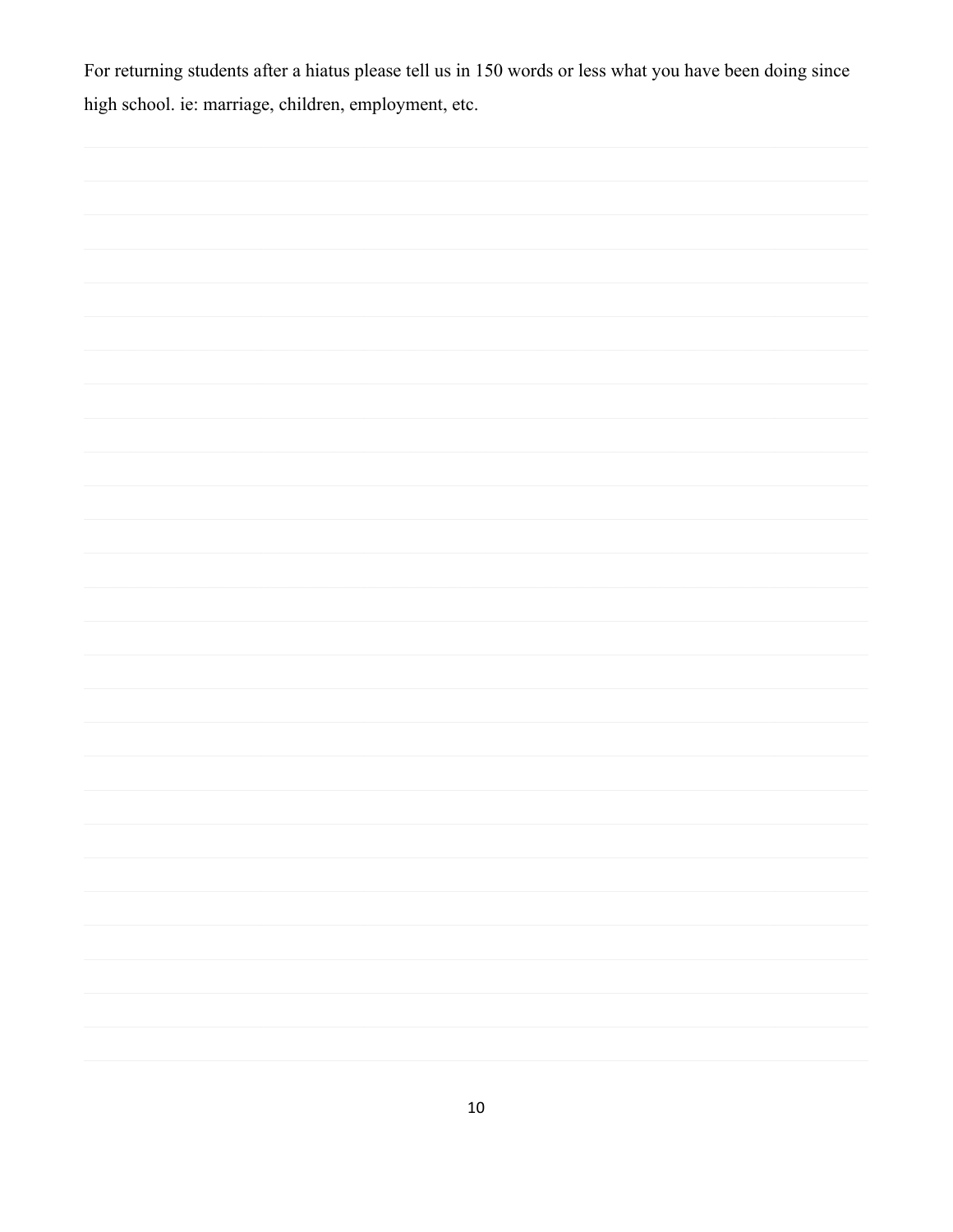For returning students after a hiatus please tell us in 150 words or less what you have been doing since high school. ie: marriage, children, employment, etc.